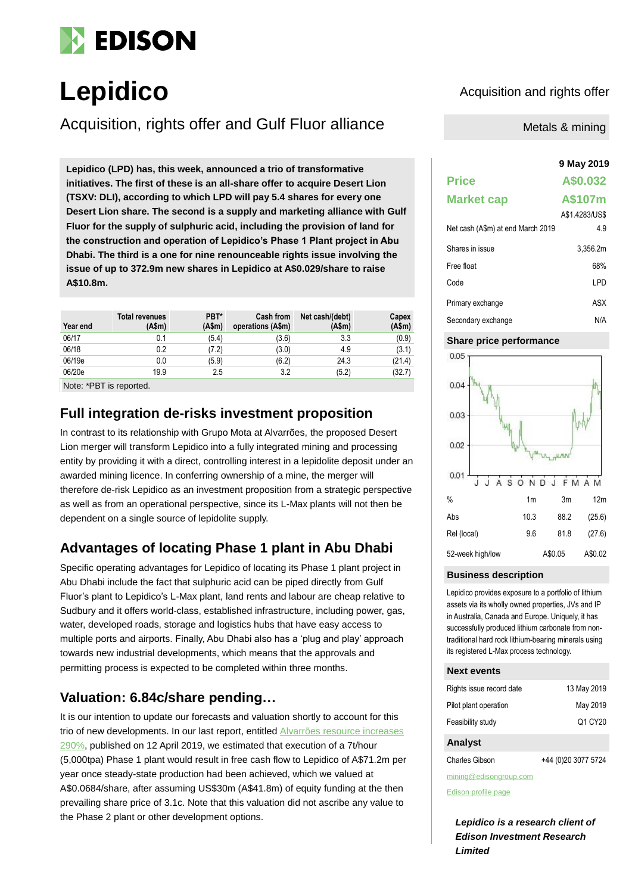# Lepidico

## Acquisition, rights offer and Gulf Fluor alliance

Acquisition and rights offer

Metals & mining

**Lepidico (LPD) has, this week, announced a trio of transformative initiatives. The first of these is an all-share offer to acquire Desert Lion (TSXV: DLI), according to which LPD will pay 5.4 shares for every one Desert Lion share. The second is a supply and marketing alliance with Gulf Fluor for the supply of sulphuric acid, including the provision of land for the construction and operation of Lepidico's Phase 1 Plant project in Abu Dhabi. The third is a one for nine renounceable rights issue involving the issue of up to 372.9m new shares in Lepidico at A$0.029/share to raise A$10.8m.**

| Year end | Total revenues (A$m) | PBT* (A$m) | Cash from operations (A$m) | Net cash/(debt) (A$m) | Capex (A$m) |
|---|---|---|---|---|---|
| 06/17 | 0.1 | (5.4) | (3.6) | 3.3 | (0.9) |
| 06/18 | 0.2 | (7.2) | (3.0) | 4.9 | (3.1) |
| 06/19e | 0.0 | (5.9) | (6.2) | 24.3 | (21.4) |
| 06/20e | 19.9 | 2.5 | 3.2 | (5.2) | (32.7) |

Note: *PBT is reported.

## Full integration de-risks investment proposition

In contrast to its relationship with Grupo Mota at Alvarrões, the proposed Desert Lion merger will transform Lepidico into a fully integrated mining and processing entity by providing it with a direct, controlling interest in a lepidolite deposit under an awarded mining licence. In conferring ownership of a mine, the merger will therefore de-risk Lepidico as an investment proposition from a strategic perspective as well as from an operational perspective, since its L-Max plants will not then be dependent on a single source of lepidolite supply.

## Advantages of locating Phase 1 plant in Abu Dhabi

Specific operating advantages for Lepidico of locating its Phase 1 plant project in Abu Dhabi include the fact that sulphuric acid can be piped directly from Gulf Fluor's plant to Lepidico's L-Max plant, land rents and labour are cheap relative to Sudbury and it offers world-class, established infrastructure, including power, gas, water, developed roads, storage and logistics hubs that have easy access to multiple ports and airports. Finally, Abu Dhabi also has a 'plug and play' approach towards new industrial developments, which means that the approvals and permitting process is expected to be completed within three months.

## Valuation: 6.84c/share pending…

It is our intention to update our forecasts and valuation shortly to account for this trio of new developments. In our last report, entitled Alvarrões resource increases 290%, published on 12 April 2019, we estimated that execution of a 7t/hour (5,000tpa) Phase 1 plant would result in free cash flow to Lepidico of A$71.2m per year once steady-state production had been achieved, which we valued at A$0.0684/share, after assuming US$30m (A$41.8m) of equity funding at the then prevailing share price of 3.1c. Note that this valuation did not ascribe any value to the Phase 2 plant or other development options.

**9 May 2019**

| | |
|---|---|
| **Price** | **A$0.032** |
| **Market cap** | **A$107m** |
| | A$1.4283/US$ |
| Net cash (A$m) at end March 2019 | 4.9 |
| Shares in issue | 3,356.2m |
| Free float | 68% |
| Code | LPD |
| Primary exchange | ASX |
| Secondary exchange | N/A |

### Share price performance

| % | 1m | 3m | 12m |
|---|---|---|---|
| Abs | 10.3 | 88.2 | (25.6) |
| Rel (local) | 9.6 | 81.8 | (27.6) |
| 52-week high/low | | A$0.05 | A$0.02 |

### Business description

Lepidico provides exposure to a portfolio of lithium assets via its wholly owned properties, JVs and IP in Australia, Canada and Europe. Uniquely, it has successfully produced lithium carbonate from non-traditional hard rock lithium-bearing minerals using its registered L-Max process technology.

### Next events

| | |
|---|---|
| Rights issue record date | 13 May 2019 |
| Pilot plant operation | May 2019 |
| Feasibility study | Q1 CY20 |

### Analyst

Charles Gibson +44 (0)20 3077 5724

mining@edisongroup.com

Edison profile page

***Lepidico is a research client of Edison Investment Research Limited***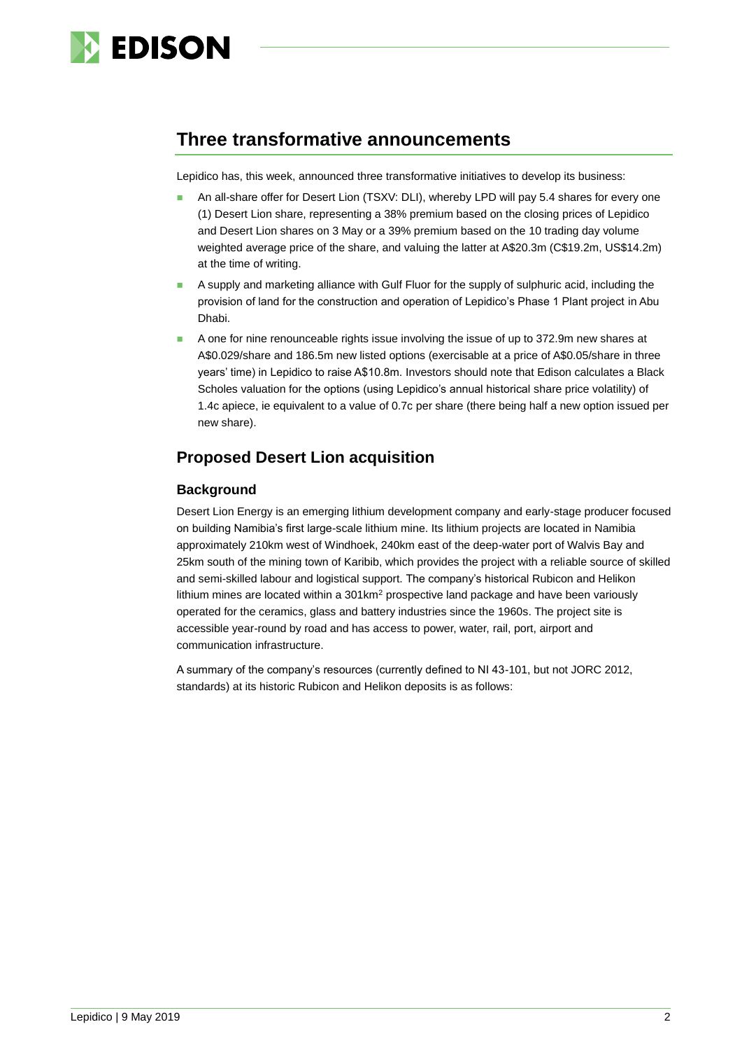## Three transformative announcements

Lepidico has, this week, announced three transformative initiatives to develop its business:

- An all-share offer for Desert Lion (TSXV: DLI), whereby LPD will pay 5.4 shares for every one (1) Desert Lion share, representing a 38% premium based on the closing prices of Lepidico and Desert Lion shares on 3 May or a 39% premium based on the 10 trading day volume weighted average price of the share, and valuing the latter at A$20.3m (C$19.2m, US$14.2m) at the time of writing.
- A supply and marketing alliance with Gulf Fluor for the supply of sulphuric acid, including the provision of land for the construction and operation of Lepidico's Phase 1 Plant project in Abu Dhabi.
- A one for nine renounceable rights issue involving the issue of up to 372.9m new shares at A$0.029/share and 186.5m new listed options (exercisable at a price of A$0.05/share in three years' time) in Lepidico to raise A$10.8m. Investors should note that Edison calculates a Black Scholes valuation for the options (using Lepidico's annual historical share price volatility) of 1.4c apiece, ie equivalent to a value of 0.7c per share (there being half a new option issued per new share).

## Proposed Desert Lion acquisition

### Background

Desert Lion Energy is an emerging lithium development company and early-stage producer focused on building Namibia's first large-scale lithium mine. Its lithium projects are located in Namibia approximately 210km west of Windhoek, 240km east of the deep-water port of Walvis Bay and 25km south of the mining town of Karibib, which provides the project with a reliable source of skilled and semi-skilled labour and logistical support. The company's historical Rubicon and Helikon lithium mines are located within a 301km$^2$ prospective land package and have been variously operated for the ceramics, glass and battery industries since the 1960s. The project site is accessible year-round by road and has access to power, water, rail, port, airport and communication infrastructure.

A summary of the company's resources (currently defined to NI 43-101, but not JORC 2012, standards) at its historic Rubicon and Helikon deposits is as follows: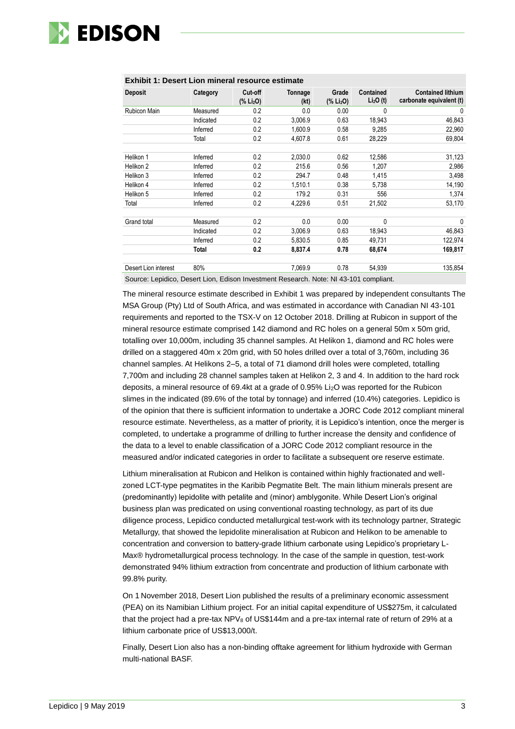**Exhibit 1: Desert Lion mineral resource estimate**

| Deposit | Category | Cut-off (% $Li_2O$) | Tonnage (kt) | Grade (% $Li_2O$) | Contained $Li_2O$ (t) | Contained lithium carbonate equivalent (t) |
|---|---|---|---|---|---|---|
| Rubicon Main | Measured | 0.2 | 0.0 | 0.00 | 0 | 0 |
| | Indicated | 0.2 | 3,006.9 | 0.63 | 18,943 | 46,843 |
| | Inferred | 0.2 | 1,600.9 | 0.58 | 9,285 | 22,960 |
| | Total | 0.2 | 4,607.8 | 0.61 | 28,229 | 69,804 |
| | | | | | | |
| Helikon 1 | Inferred | 0.2 | 2,030.0 | 0.62 | 12,586 | 31,123 |
| Helikon 2 | Inferred | 0.2 | 215.6 | 0.56 | 1,207 | 2,986 |
| Helikon 3 | Inferred | 0.2 | 294.7 | 0.48 | 1,415 | 3,498 |
| Helikon 4 | Inferred | 0.2 | 1,510.1 | 0.38 | 5,738 | 14,190 |
| Helikon 5 | Inferred | 0.2 | 179.2 | 0.31 | 556 | 1,374 |
| Total | Inferred | 0.2 | 4,229.6 | 0.51 | 21,502 | 53,170 |
| | | | | | | |
| Grand total | Measured | 0.2 | 0.0 | 0.00 | 0 | 0 |
| | Indicated | 0.2 | 3,006.9 | 0.63 | 18,943 | 46,843 |
| | Inferred | 0.2 | 5,830.5 | 0.85 | 49,731 | 122,974 |
| | **Total** | **0.2** | **8,837.4** | **0.78** | **68,674** | **169,817** |
| | | | | | | |
| Desert Lion interest | 80% | | 7,069.9 | 0.78 | 54,939 | 135,854 |

Source: Lepidico, Desert Lion, Edison Investment Research. Note: NI 43-101 compliant.

The mineral resource estimate described in Exhibit 1 was prepared by independent consultants The MSA Group (Pty) Ltd of South Africa, and was estimated in accordance with Canadian NI 43-101 requirements and reported to the TSX-V on 12 October 2018. Drilling at Rubicon in support of the mineral resource estimate comprised 142 diamond and RC holes on a general 50m x 50m grid, totalling over 10,000m, including 35 channel samples. At Helikon 1, diamond and RC holes were drilled on a staggered 40m x 20m grid, with 50 holes drilled over a total of 3,760m, including 36 channel samples. At Helikons 2–5, a total of 71 diamond drill holes were completed, totalling 7,700m and including 28 channel samples taken at Helikon 2, 3 and 4. In addition to the hard rock deposits, a mineral resource of 69.4kt at a grade of 0.95% $Li_2O$ was reported for the Rubicon slimes in the indicated (89.6% of the total by tonnage) and inferred (10.4%) categories. Lepidico is of the opinion that there is sufficient information to undertake a JORC Code 2012 compliant mineral resource estimate. Nevertheless, as a matter of priority, it is Lepidico's intention, once the merger is completed, to undertake a programme of drilling to further increase the density and confidence of the data to a level to enable classification of a JORC Code 2012 compliant resource in the measured and/or indicated categories in order to facilitate a subsequent ore reserve estimate.

Lithium mineralisation at Rubicon and Helikon is contained within highly fractionated and well-zoned LCT-type pegmatites in the Karibib Pegmatite Belt. The main lithium minerals present are (predominantly) lepidolite with petalite and (minor) amblygonite. While Desert Lion's original business plan was predicated on using conventional roasting technology, as part of its due diligence process, Lepidico conducted metallurgical test-work with its technology partner, Strategic Metallurgy, that showed the lepidolite mineralisation at Rubicon and Helikon to be amenable to concentration and conversion to battery-grade lithium carbonate using Lepidico's proprietary L-Max® hydrometallurgical process technology. In the case of the sample in question, test-work demonstrated 94% lithium extraction from concentrate and production of lithium carbonate with 99.8% purity.

On 1 November 2018, Desert Lion published the results of a preliminary economic assessment (PEA) on its Namibian Lithium project. For an initial capital expenditure of US$275m, it calculated that the project had a pre-tax $NPV_8$ of US$144m and a pre-tax internal rate of return of 29% at a lithium carbonate price of US$13,000/t.

Finally, Desert Lion also has a non-binding offtake agreement for lithium hydroxide with German multi-national BASF.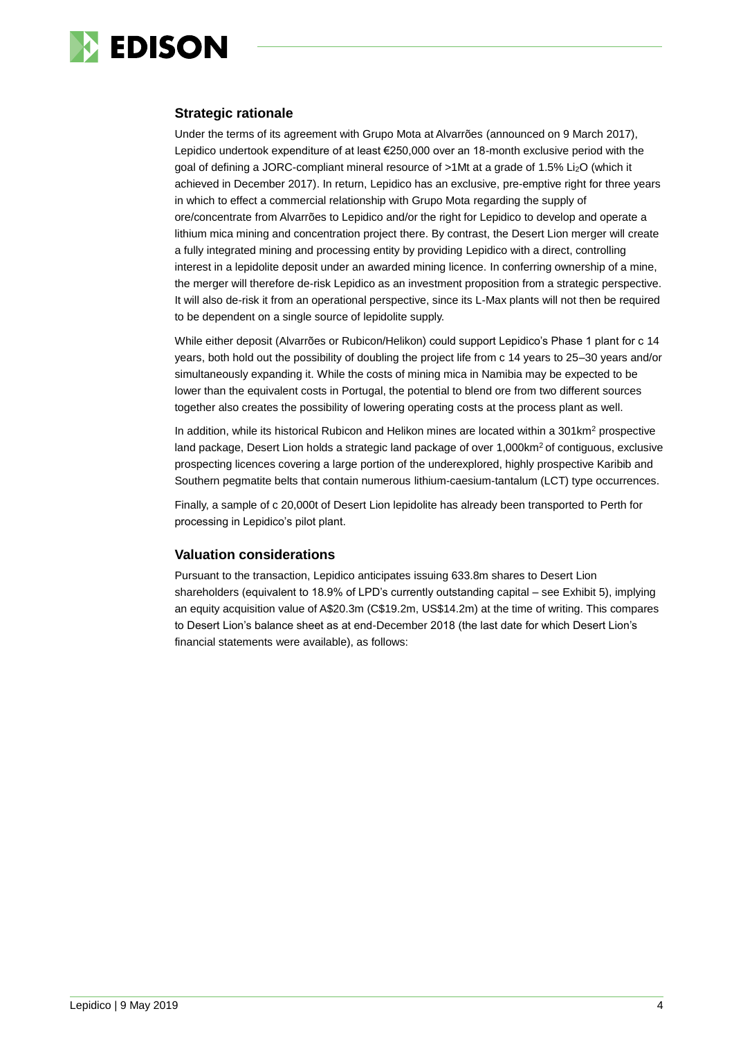## Strategic rationale

Under the terms of its agreement with Grupo Mota at Alvarrões (announced on 9 March 2017), Lepidico undertook expenditure of at least €250,000 over an 18-month exclusive period with the goal of defining a JORC-compliant mineral resource of >1Mt at a grade of 1.5% $Li_2O$ (which it achieved in December 2017). In return, Lepidico has an exclusive, pre-emptive right for three years in which to effect a commercial relationship with Grupo Mota regarding the supply of ore/concentrate from Alvarrões to Lepidico and/or the right for Lepidico to develop and operate a lithium mica mining and concentration project there. By contrast, the Desert Lion merger will create a fully integrated mining and processing entity by providing Lepidico with a direct, controlling interest in a lepidolite deposit under an awarded mining licence. In conferring ownership of a mine, the merger will therefore de-risk Lepidico as an investment proposition from a strategic perspective. It will also de-risk it from an operational perspective, since its L-Max plants will not then be required to be dependent on a single source of lepidolite supply.

While either deposit (Alvarrões or Rubicon/Helikon) could support Lepidico's Phase 1 plant for c 14 years, both hold out the possibility of doubling the project life from c 14 years to 25–30 years and/or simultaneously expanding it. While the costs of mining mica in Namibia may be expected to be lower than the equivalent costs in Portugal, the potential to blend ore from two different sources together also creates the possibility of lowering operating costs at the process plant as well.

In addition, while its historical Rubicon and Helikon mines are located within a 301km$^2$ prospective land package, Desert Lion holds a strategic land package of over 1,000km$^2$ of contiguous, exclusive prospecting licences covering a large portion of the underexplored, highly prospective Karibib and Southern pegmatite belts that contain numerous lithium-caesium-tantalum (LCT) type occurrences.

Finally, a sample of c 20,000t of Desert Lion lepidolite has already been transported to Perth for processing in Lepidico's pilot plant.

## Valuation considerations

Pursuant to the transaction, Lepidico anticipates issuing 633.8m shares to Desert Lion shareholders (equivalent to 18.9% of LPD's currently outstanding capital – see Exhibit 5), implying an equity acquisition value of A$20.3m (C$19.2m, US$14.2m) at the time of writing. This compares to Desert Lion's balance sheet as at end-December 2018 (the last date for which Desert Lion's financial statements were available), as follows: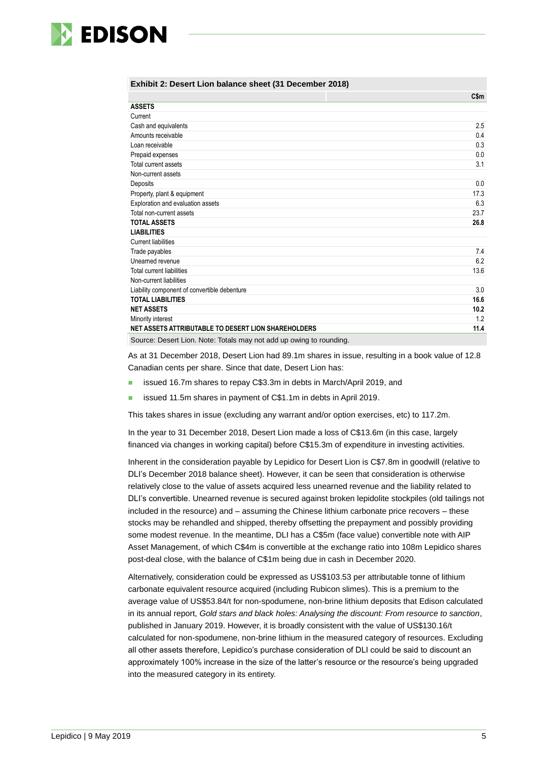**Exhibit 2: Desert Lion balance sheet (31 December 2018)**

| | C$m |
|---|---|
| **ASSETS** | |
| Current | |
| Cash and equivalents | 2.5 |
| Amounts receivable | 0.4 |
| Loan receivable | 0.3 |
| Prepaid expenses | 0.0 |
| Total current assets | 3.1 |
| Non-current assets | |
| Deposits | 0.0 |
| Property, plant & equipment | 17.3 |
| Exploration and evaluation assets | 6.3 |
| Total non-current assets | 23.7 |
| **TOTAL ASSETS** | **26.8** |
| **LIABILITIES** | |
| Current liabilities | |
| Trade payables | 7.4 |
| Unearned revenue | 6.2 |
| Total current liabilities | 13.6 |
| Non-current liabilities | |
| Liability component of convertible debenture | 3.0 |
| **TOTAL LIABILITIES** | **16.6** |
| **NET ASSETS** | **10.2** |
| Minority interest | 1.2 |
| **NET ASSETS ATTRIBUTABLE TO DESERT LION SHAREHOLDERS** | **11.4** |

Source: Desert Lion. Note: Totals may not add up owing to rounding.

As at 31 December 2018, Desert Lion had 89.1m shares in issue, resulting in a book value of 12.8 Canadian cents per share. Since that date, Desert Lion has:

- issued 16.7m shares to repay C$3.3m in debts in March/April 2019, and
- issued 11.5m shares in payment of C$1.1m in debts in April 2019.

This takes shares in issue (excluding any warrant and/or option exercises, etc) to 117.2m.

In the year to 31 December 2018, Desert Lion made a loss of C$13.6m (in this case, largely financed via changes in working capital) before C$15.3m of expenditure in investing activities.

Inherent in the consideration payable by Lepidico for Desert Lion is C$7.8m in goodwill (relative to DLI's December 2018 balance sheet). However, it can be seen that consideration is otherwise relatively close to the value of assets acquired less unearned revenue and the liability related to DLI's convertible. Unearned revenue is secured against broken lepidolite stockpiles (old tailings not included in the resource) and – assuming the Chinese lithium carbonate price recovers – these stocks may be rehandled and shipped, thereby offsetting the prepayment and possibly providing some modest revenue. In the meantime, DLI has a C$5m (face value) convertible note with AIP Asset Management, of which C$4m is convertible at the exchange ratio into 108m Lepidico shares post-deal close, with the balance of C$1m being due in cash in December 2020.

Alternatively, consideration could be expressed as US$103.53 per attributable tonne of lithium carbonate equivalent resource acquired (including Rubicon slimes). This is a premium to the average value of US$53.84/t for non-spodumene, non-brine lithium deposits that Edison calculated in its annual report, *Gold stars and black holes: Analysing the discount: From resource to sanction*, published in January 2019. However, it is broadly consistent with the value of US$130.16/t calculated for non-spodumene, non-brine lithium in the measured category of resources. Excluding all other assets therefore, Lepidico's purchase consideration of DLI could be said to discount an approximately 100% increase in the size of the latter's resource or the resource's being upgraded into the measured category in its entirety.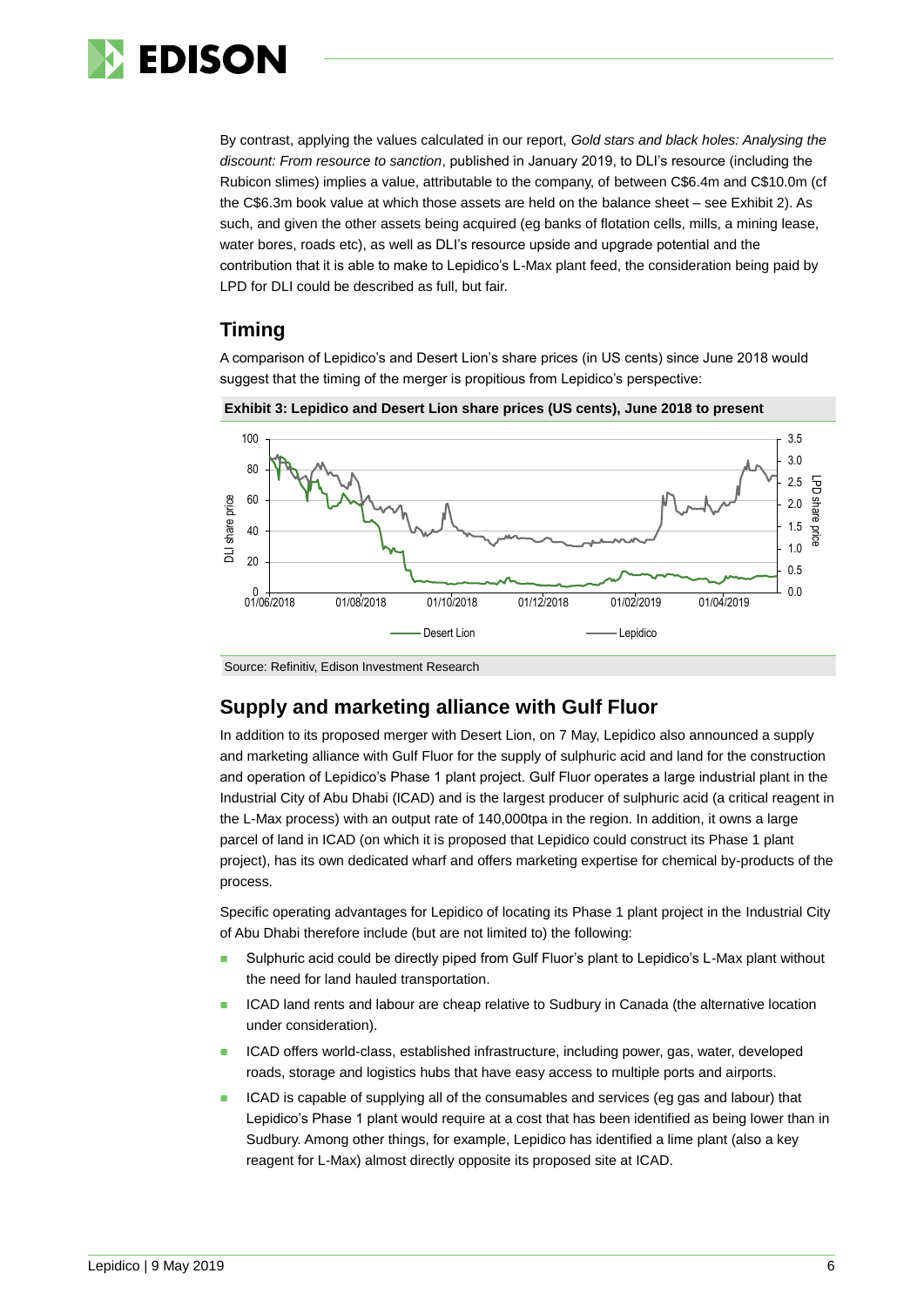By contrast, applying the values calculated in our report, *Gold stars and black holes: Analysing the discount: From resource to sanction*, published in January 2019, to DLI's resource (including the Rubicon slimes) implies a value, attributable to the company, of between C$6.4m and C$10.0m (cf the C$6.3m book value at which those assets are held on the balance sheet – see Exhibit 2). As such, and given the other assets being acquired (eg banks of flotation cells, mills, a mining lease, water bores, roads etc), as well as DLI's resource upside and upgrade potential and the contribution that it is able to make to Lepidico's L-Max plant feed, the consideration being paid by LPD for DLI could be described as full, but fair.

## Timing

A comparison of Lepidico's and Desert Lion's share prices (in US cents) since June 2018 would suggest that the timing of the merger is propitious from Lepidico's perspective:

**Exhibit 3: Lepidico and Desert Lion share prices (US cents), June 2018 to present**

Source: Refinitiv, Edison Investment Research

## Supply and marketing alliance with Gulf Fluor

In addition to its proposed merger with Desert Lion, on 7 May, Lepidico also announced a supply and marketing alliance with Gulf Fluor for the supply of sulphuric acid and land for the construction and operation of Lepidico's Phase 1 plant project. Gulf Fluor operates a large industrial plant in the Industrial City of Abu Dhabi (ICAD) and is the largest producer of sulphuric acid (a critical reagent in the L-Max process) with an output rate of 140,000tpa in the region. In addition, it owns a large parcel of land in ICAD (on which it is proposed that Lepidico could construct its Phase 1 plant project), has its own dedicated wharf and offers marketing expertise for chemical by-products of the process.

Specific operating advantages for Lepidico of locating its Phase 1 plant project in the Industrial City of Abu Dhabi therefore include (but are not limited to) the following:

- Sulphuric acid could be directly piped from Gulf Fluor's plant to Lepidico's L-Max plant without the need for land hauled transportation.
- ICAD land rents and labour are cheap relative to Sudbury in Canada (the alternative location under consideration).
- ICAD offers world-class, established infrastructure, including power, gas, water, developed roads, storage and logistics hubs that have easy access to multiple ports and airports.
- ICAD is capable of supplying all of the consumables and services (eg gas and labour) that Lepidico's Phase 1 plant would require at a cost that has been identified as being lower than in Sudbury. Among other things, for example, Lepidico has identified a lime plant (also a key reagent for L-Max) almost directly opposite its proposed site at ICAD.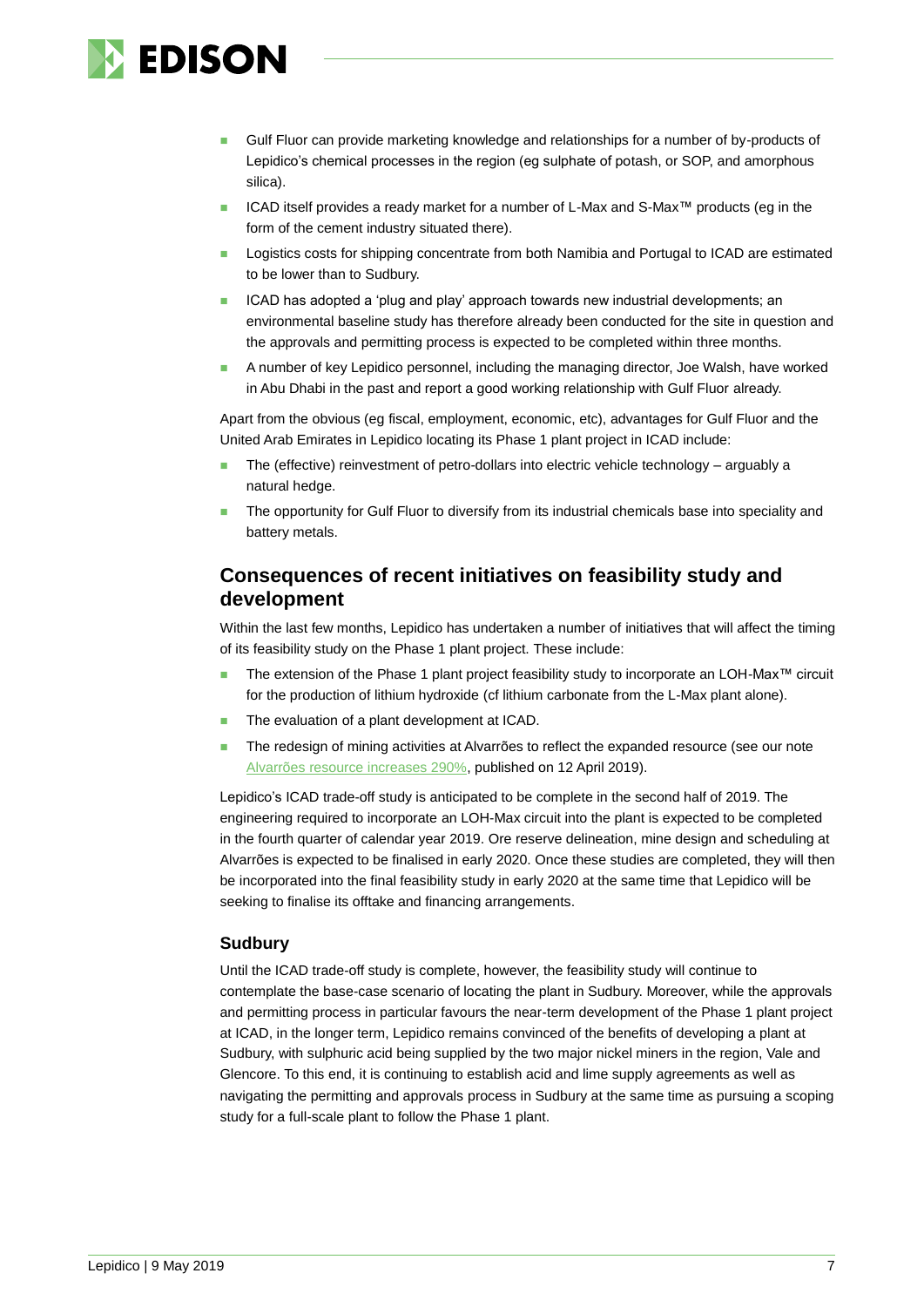- Gulf Fluor can provide marketing knowledge and relationships for a number of by-products of Lepidico's chemical processes in the region (eg sulphate of potash, or SOP, and amorphous silica).
- ICAD itself provides a ready market for a number of L-Max and S-Max™ products (eg in the form of the cement industry situated there).
- Logistics costs for shipping concentrate from both Namibia and Portugal to ICAD are estimated to be lower than to Sudbury.
- ICAD has adopted a 'plug and play' approach towards new industrial developments; an environmental baseline study has therefore already been conducted for the site in question and the approvals and permitting process is expected to be completed within three months.
- A number of key Lepidico personnel, including the managing director, Joe Walsh, have worked in Abu Dhabi in the past and report a good working relationship with Gulf Fluor already.

Apart from the obvious (eg fiscal, employment, economic, etc), advantages for Gulf Fluor and the United Arab Emirates in Lepidico locating its Phase 1 plant project in ICAD include:

- The (effective) reinvestment of petro-dollars into electric vehicle technology – arguably a natural hedge.
- The opportunity for Gulf Fluor to diversify from its industrial chemicals base into speciality and battery metals.

## Consequences of recent initiatives on feasibility study and development

Within the last few months, Lepidico has undertaken a number of initiatives that will affect the timing of its feasibility study on the Phase 1 plant project. These include:

- The extension of the Phase 1 plant project feasibility study to incorporate an LOH-Max™ circuit for the production of lithium hydroxide (cf lithium carbonate from the L-Max plant alone).
- The evaluation of a plant development at ICAD.
- The redesign of mining activities at Alvarrões to reflect the expanded resource (see our note Alvarrões resource increases 290%, published on 12 April 2019).

Lepidico's ICAD trade-off study is anticipated to be complete in the second half of 2019. The engineering required to incorporate an LOH-Max circuit into the plant is expected to be completed in the fourth quarter of calendar year 2019. Ore reserve delineation, mine design and scheduling at Alvarrões is expected to be finalised in early 2020. Once these studies are completed, they will then be incorporated into the final feasibility study in early 2020 at the same time that Lepidico will be seeking to finalise its offtake and financing arrangements.

### Sudbury

Until the ICAD trade-off study is complete, however, the feasibility study will continue to contemplate the base-case scenario of locating the plant in Sudbury. Moreover, while the approvals and permitting process in particular favours the near-term development of the Phase 1 plant project at ICAD, in the longer term, Lepidico remains convinced of the benefits of developing a plant at Sudbury, with sulphuric acid being supplied by the two major nickel miners in the region, Vale and Glencore. To this end, it is continuing to establish acid and lime supply agreements as well as navigating the permitting and approvals process in Sudbury at the same time as pursuing a scoping study for a full-scale plant to follow the Phase 1 plant.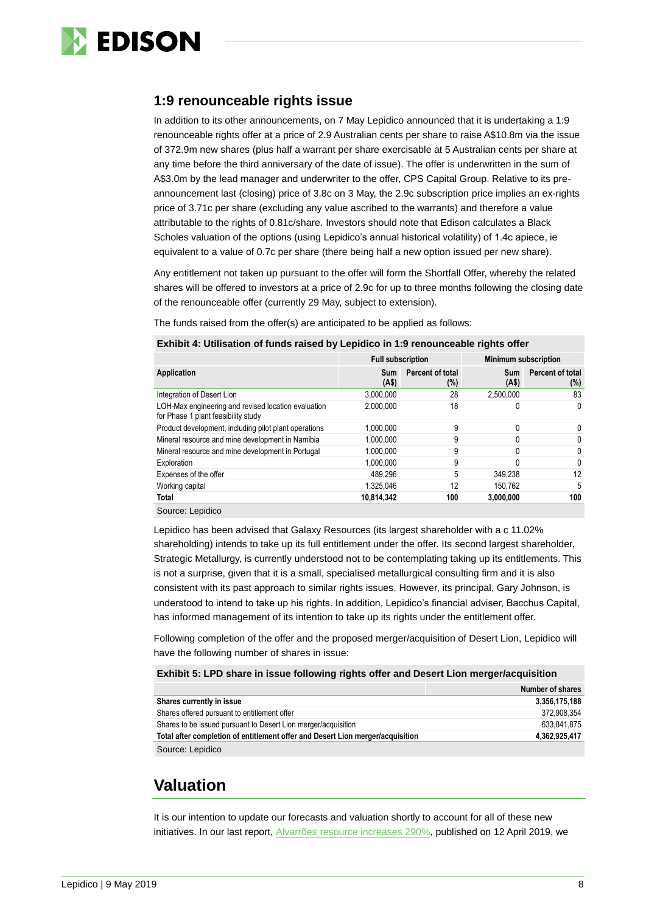## 1:9 renounceable rights issue

In addition to its other announcements, on 7 May Lepidico announced that it is undertaking a 1:9 renounceable rights offer at a price of 2.9 Australian cents per share to raise A$10.8m via the issue of 372.9m new shares (plus half a warrant per share exercisable at 5 Australian cents per share at any time before the third anniversary of the date of issue). The offer is underwritten in the sum of A$3.0m by the lead manager and underwriter to the offer, CPS Capital Group. Relative to its pre-announcement last (closing) price of 3.8c on 3 May, the 2.9c subscription price implies an ex-rights price of 3.71c per share (excluding any value ascribed to the warrants) and therefore a value attributable to the rights of 0.81c/share. Investors should note that Edison calculates a Black Scholes valuation of the options (using Lepidico's annual historical volatility) of 1.4c apiece, ie equivalent to a value of 0.7c per share (there being half a new option issued per new share).

Any entitlement not taken up pursuant to the offer will form the Shortfall Offer, whereby the related shares will be offered to investors at a price of 2.9c for up to three months following the closing date of the renounceable offer (currently 29 May, subject to extension).

The funds raised from the offer(s) are anticipated to be applied as follows:

**Exhibit 4: Utilisation of funds raised by Lepidico in 1:9 renounceable rights offer**

| | Full subscription | | Minimum subscription | |
|---|---|---|---|---|
| **Application** | **Sum (A$)** | **Percent of total (%)** | **Sum (A$)** | **Percent of total (%)** |
| Integration of Desert Lion | 3,000,000 | 28 | 2,500,000 | 83 |
| LOH-Max engineering and revised location evaluation for Phase 1 plant feasibility study | 2,000,000 | 18 | 0 | 0 |
| Product development, including pilot plant operations | 1,000,000 | 9 | 0 | 0 |
| Mineral resource and mine development in Namibia | 1,000,000 | 9 | 0 | 0 |
| Mineral resource and mine development in Portugal | 1,000,000 | 9 | 0 | 0 |
| Exploration | 1,000,000 | 9 | 0 | 0 |
| Expenses of the offer | 489,296 | 5 | 349,238 | 12 |
| Working capital | 1,325,046 | 12 | 150,762 | 5 |
| **Total** | **10,814,342** | **100** | **3,000,000** | **100** |

Source: Lepidico

Lepidico has been advised that Galaxy Resources (its largest shareholder with a c 11.02% shareholding) intends to take up its full entitlement under the offer. Its second largest shareholder, Strategic Metallurgy, is currently understood not to be contemplating taking up its entitlements. This is not a surprise, given that it is a small, specialised metallurgical consulting firm and it is also consistent with its past approach to similar rights issues. However, its principal, Gary Johnson, is understood to intend to take up his rights. In addition, Lepidico's financial adviser, Bacchus Capital, has informed management of its intention to take up its rights under the entitlement offer.

Following completion of the offer and the proposed merger/acquisition of Desert Lion, Lepidico will have the following number of shares in issue:

**Exhibit 5: LPD share in issue following rights offer and Desert Lion merger/acquisition**

| | Number of shares |
|---|---|
| **Shares currently in issue** | **3,356,175,188** |
| Shares offered pursuant to entitlement offer | 372,908,354 |
| Shares to be issued pursuant to Desert Lion merger/acquisition | 633,841,875 |
| **Total after completion of entitlement offer and Desert Lion merger/acquisition** | **4,362,925,417** |

Source: Lepidico

# Valuation

It is our intention to update our forecasts and valuation shortly to account for all of these new initiatives. In our last report, Alvarrões resource increases 290%, published on 12 April 2019, we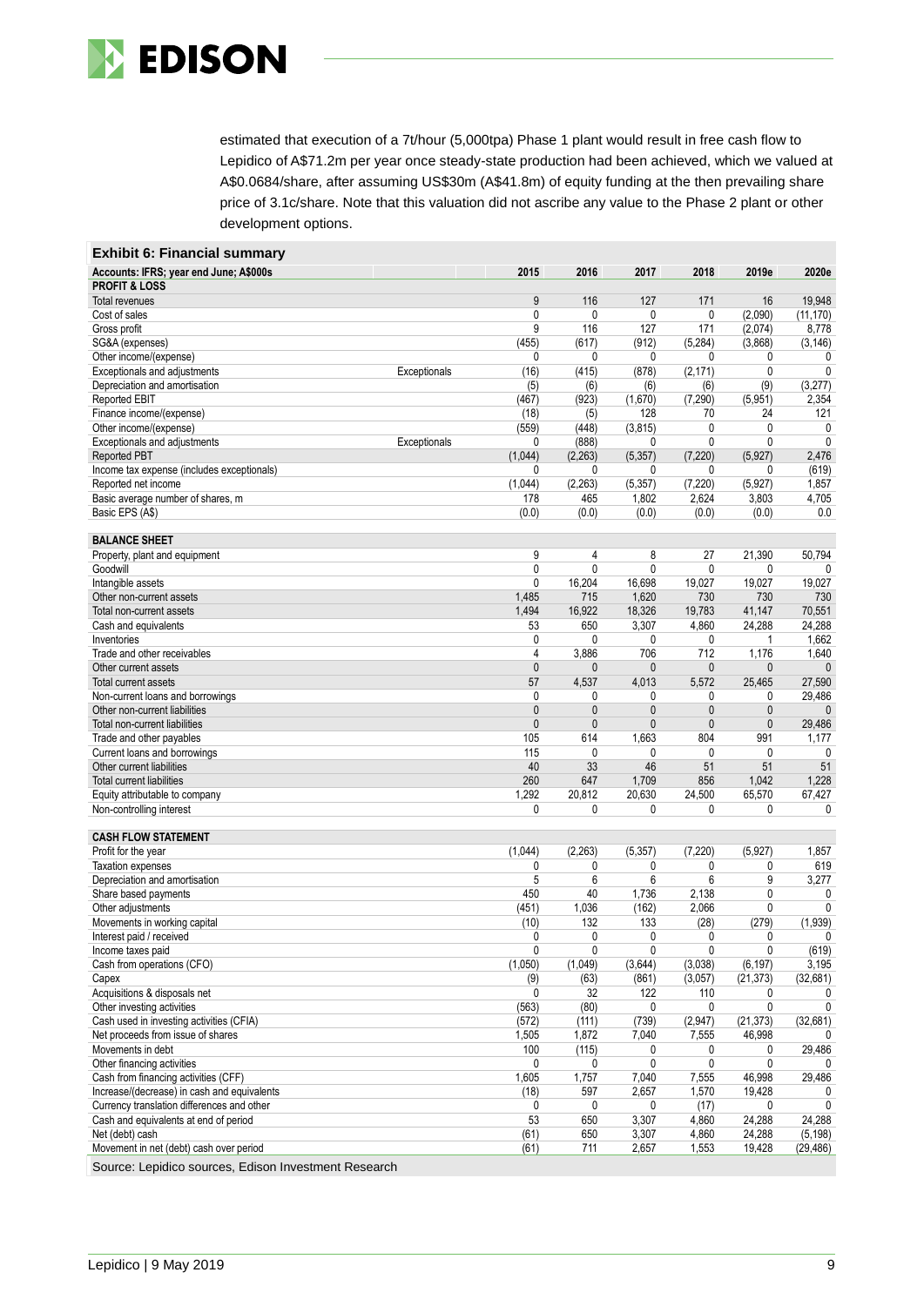estimated that execution of a 7t/hour (5,000tpa) Phase 1 plant would result in free cash flow to Lepidico of A$71.2m per year once steady-state production had been achieved, which we valued at A$0.0684/share, after assuming US$30m (A$41.8m) of equity funding at the then prevailing share price of 3.1c/share. Note that this valuation did not ascribe any value to the Phase 2 plant or other development options.

**Exhibit 6: Financial summary**

| Accounts: IFRS; year end June; A$000s | | 2015 | 2016 | 2017 | 2018 | 2019e | 2020e |
|---|---|---|---|---|---|---|---|
| **PROFIT & LOSS** | | | | | | | |
| Total revenues | | 9 | 116 | 127 | 171 | 16 | 19,948 |
| Cost of sales | | 0 | 0 | 0 | 0 | (2,090) | (11,170) |
| Gross profit | | 9 | 116 | 127 | 171 | (2,074) | 8,778 |
| SG&A (expenses) | | (455) | (617) | (912) | (5,284) | (3,868) | (3,146) |
| Other income/(expense) | | 0 | 0 | 0 | 0 | 0 | 0 |
| Exceptionals and adjustments | Exceptionals | (16) | (415) | (878) | (2,171) | 0 | 0 |
| Depreciation and amortisation | | (5) | (6) | (6) | (6) | (9) | (3,277) |
| Reported EBIT | | (467) | (923) | (1,670) | (7,290) | (5,951) | 2,354 |
| Finance income/(expense) | | (18) | (5) | 128 | 70 | 24 | 121 |
| Other income/(expense) | | (559) | (448) | (3,815) | 0 | 0 | 0 |
| Exceptionals and adjustments | Exceptionals | 0 | (888) | 0 | 0 | 0 | 0 |
| Reported PBT | | (1,044) | (2,263) | (5,357) | (7,220) | (5,927) | 2,476 |
| Income tax expense (includes exceptionals) | | 0 | 0 | 0 | 0 | 0 | (619) |
| Reported net income | | (1,044) | (2,263) | (5,357) | (7,220) | (5,927) | 1,857 |
| Basic average number of shares, m | | 178 | 465 | 1,802 | 2,624 | 3,803 | 4,705 |
| Basic EPS (A$) | | (0.0) | (0.0) | (0.0) | (0.0) | (0.0) | 0.0 |
| | | | | | | | |
| **BALANCE SHEET** | | | | | | | |
| Property, plant and equipment | | 9 | 4 | 8 | 27 | 21,390 | 50,794 |
| Goodwill | | 0 | 0 | 0 | 0 | 0 | 0 |
| Intangible assets | | 0 | 16,204 | 16,698 | 19,027 | 19,027 | 19,027 |
| Other non-current assets | | 1,485 | 715 | 1,620 | 730 | 730 | 730 |
| Total non-current assets | | 1,494 | 16,922 | 18,326 | 19,783 | 41,147 | 70,551 |
| Cash and equivalents | | 53 | 650 | 3,307 | 4,860 | 24,288 | 24,288 |
| Inventories | | 0 | 0 | 0 | 0 | 1 | 1,662 |
| Trade and other receivables | | 4 | 3,886 | 706 | 712 | 1,176 | 1,640 |
| Other current assets | | 0 | 0 | 0 | 0 | 0 | 0 |
| Total current assets | | 57 | 4,537 | 4,013 | 5,572 | 25,465 | 27,590 |
| Non-current loans and borrowings | | 0 | 0 | 0 | 0 | 0 | 29,486 |
| Other non-current liabilities | | 0 | 0 | 0 | 0 | 0 | 0 |
| Total non-current liabilities | | 0 | 0 | 0 | 0 | 0 | 29,486 |
| Trade and other payables | | 105 | 614 | 1,663 | 804 | 991 | 1,177 |
| Current loans and borrowings | | 115 | 0 | 0 | 0 | 0 | 0 |
| Other current liabilities | | 40 | 33 | 46 | 51 | 51 | 51 |
| Total current liabilities | | 260 | 647 | 1,709 | 856 | 1,042 | 1,228 |
| Equity attributable to company | | 1,292 | 20,812 | 20,630 | 24,500 | 65,570 | 67,427 |
| Non-controlling interest | | 0 | 0 | 0 | 0 | 0 | 0 |
| | | | | | | | |
| **CASH FLOW STATEMENT** | | | | | | | |
| Profit for the year | | (1,044) | (2,263) | (5,357) | (7,220) | (5,927) | 1,857 |
| Taxation expenses | | 0 | 0 | 0 | 0 | 0 | 619 |
| Depreciation and amortisation | | 5 | 6 | 6 | 6 | 9 | 3,277 |
| Share based payments | | 450 | 40 | 1,736 | 2,138 | 0 | 0 |
| Other adjustments | | (451) | 1,036 | (162) | 2,066 | 0 | 0 |
| Movements in working capital | | (10) | 132 | 133 | (28) | (279) | (1,939) |
| Interest paid / received | | 0 | 0 | 0 | 0 | 0 | 0 |
| Income taxes paid | | 0 | 0 | 0 | 0 | 0 | (619) |
| Cash from operations (CFO) | | (1,050) | (1,049) | (3,644) | (3,038) | (6,197) | 3,195 |
| Capex | | (9) | (63) | (861) | (3,057) | (21,373) | (32,681) |
| Acquisitions & disposals net | | 0 | 32 | 122 | 110 | 0 | 0 |
| Other investing activities | | (563) | (80) | 0 | 0 | 0 | 0 |
| Cash used in investing activities (CFIA) | | (572) | (111) | (739) | (2,947) | (21,373) | (32,681) |
| Net proceeds from issue of shares | | 1,505 | 1,872 | 7,040 | 7,555 | 46,998 | 0 |
| Movements in debt | | 100 | (115) | 0 | 0 | 0 | 29,486 |
| Other financing activities | | 0 | 0 | 0 | 0 | 0 | 0 |
| Cash from financing activities (CFF) | | 1,605 | 1,757 | 7,040 | 7,555 | 46,998 | 29,486 |
| Increase/(decrease) in cash and equivalents | | (18) | 597 | 2,657 | 1,570 | 19,428 | 0 |
| Currency translation differences and other | | 0 | 0 | 0 | (17) | 0 | 0 |
| Cash and equivalents at end of period | | 53 | 650 | 3,307 | 4,860 | 24,288 | 24,288 |
| Net (debt) cash | | (61) | 650 | 3,307 | 4,860 | 24,288 | (5,198) |
| Movement in net (debt) cash over period | | (61) | 711 | 2,657 | 1,553 | 19,428 | (29,486) |

Source: Lepidico sources, Edison Investment Research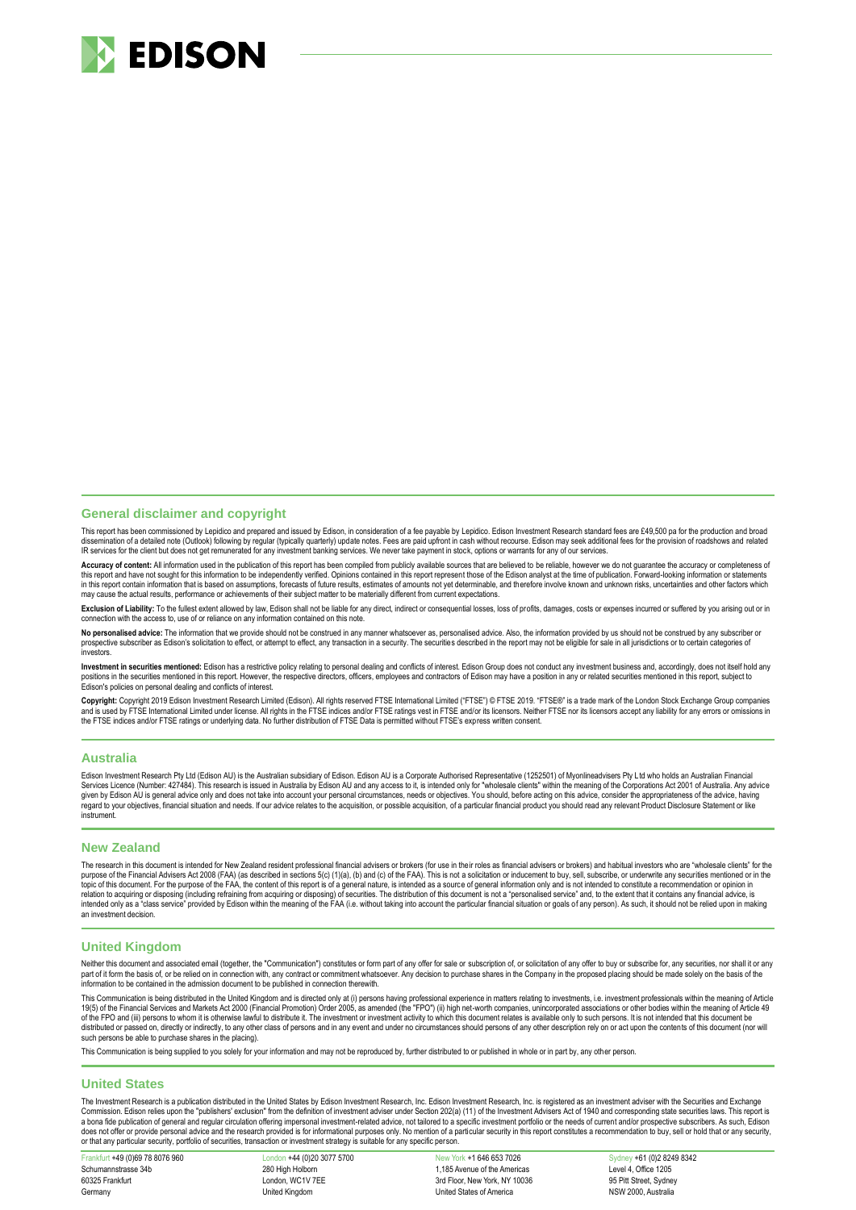## General disclaimer and copyright

This report has been commissioned by Lepidico and prepared and issued by Edison, in consideration of a fee payable by Lepidico. Edison Investment Research standard fees are £49,500 pa for the production and broad dissemination of a detailed note (Outlook) following by regular (typically quarterly) update notes. Fees are paid upfront in cash without recourse. Edison may seek additional fees for the provision of roadshows and related IR services for the client but does not get remunerated for any investment banking services. We never take payment in stock, options or warrants for any of our services.

**Accuracy of content:** All information used in the publication of this report has been compiled from publicly available sources that are believed to be reliable, however we do not guarantee the accuracy or completeness of this report and have not sought for this information to be independently verified. Opinions contained in this report represent those of the Edison analyst at the time of publication. Forward-looking information or statements in this report contain information that is based on assumptions, forecasts of future results, estimates of amounts not yet determinable, and therefore involve known and unknown risks, uncertainties and other factors which may cause the actual results, performance or achievements of their subject matter to be materially different from current expectations.

**Exclusion of Liability:** To the fullest extent allowed by law, Edison shall not be liable for any direct, indirect or consequential losses, loss of profits, damages, costs or expenses incurred or suffered by you arising out or in connection with the access to, use of or reliance on any information contained on this note.

**No personalised advice:** The information that we provide should not be construed in any manner whatsoever as, personalised advice. Also, the information provided by us should not be construed by any subscriber or prospective subscriber as Edison's solicitation to effect, or attempt to effect, any transaction in a security. The securities described in the report may not be eligible for sale in all jurisdictions or to certain categories of investors.

**Investment in securities mentioned:** Edison has a restrictive policy relating to personal dealing and conflicts of interest. Edison Group does not conduct any investment business and, accordingly, does not itself hold any positions in the securities mentioned in this report. However, the respective directors, officers, employees and contractors of Edison may have a position in any or related securities mentioned in this report, subject to Edison's policies on personal dealing and conflicts of interest.

**Copyright:** Copyright 2019 Edison Investment Research Limited (Edison). All rights reserved FTSE International Limited ("FTSE") © FTSE 2019. "FTSE®" is a trade mark of the London Stock Exchange Group companies and is used by FTSE International Limited under license. All rights in the FTSE indices and/or FTSE ratings vest in FTSE and/or its licensors. Neither FTSE nor its licensors accept any liability for any errors or omissions in the FTSE indices and/or FTSE ratings or underlying data. No further distribution of FTSE Data is permitted without FTSE's express written consent.

## Australia

Edison Investment Research Pty Ltd (Edison AU) is the Australian subsidiary of Edison. Edison AU is a Corporate Authorised Representative (1252501) of Myonlineadvisers Pty Ltd who holds an Australian Financial Services Licence (Number: 427484). This research is issued in Australia by Edison AU and any access to it, is intended only for "wholesale clients" within the meaning of the Corporations Act 2001 of Australia. Any advice given by Edison AU is general advice only and does not take into account your personal circumstances, needs or objectives. You should, before acting on this advice, consider the appropriateness of the advice, having regard to your objectives, financial situation and needs. If our advice relates to the acquisition, or possible acquisition, of a particular financial product you should read any relevant Product Disclosure Statement or like instrument.

## New Zealand

The research in this document is intended for New Zealand resident professional financial advisers or brokers (for use in their roles as financial advisers or brokers) and habitual investors who are "wholesale clients" for the purpose of the Financial Advisers Act 2008 (FAA) (as described in sections 5(c) (1)(a), (b) and (c) of the FAA). This is not a solicitation or inducement to buy, sell, subscribe, or underwrite any securities mentioned or in the topic of this document. For the purpose of the FAA, the content of this report is of a general nature, is intended as a source of general information only and is not intended to constitute a recommendation or opinion in relation to acquiring or disposing (including refraining from acquiring or disposing) of securities. The distribution of this document is not a "personalised service" and, to the extent that it contains any financial advice, is intended only as a "class service" provided by Edison within the meaning of the FAA (i.e. without taking into account the particular financial situation or goals of any person). As such, it should not be relied upon in making an investment decision.

## United Kingdom

Neither this document and associated email (together, the "Communication") constitutes or form part of any offer for sale or subscription of, or solicitation of any offer to buy or subscribe for, any securities, nor shall it or any part of it form the basis of, or be relied on in connection with, any contract or commitment whatsoever. Any decision to purchase shares in the Company in the proposed placing should be made solely on the basis of the information to be contained in the admission document to be published in connection therewith.

This Communication is being distributed in the United Kingdom and is directed only at (i) persons having professional experience in matters relating to investments, i.e. investment professionals within the meaning of Article 19(5) of the Financial Services and Markets Act 2000 (Financial Promotion) Order 2005, as amended (the "FPO") (ii) high net-worth companies, unincorporated associations or other bodies within the meaning of Article 49 of the FPO and (iii) persons to whom it is otherwise lawful to distribute it. The investment or investment activity to which this document relates is available only to such persons. It is not intended that this document be distributed or passed on, directly or indirectly, to any other class of persons and in any event and under no circumstances should persons of any other description rely on or act upon the contents of this document (nor will such persons be able to purchase shares in the placing).

This Communication is being supplied to you solely for your information and may not be reproduced by, further distributed to or published in whole or in part by, any other person.

## United States

The Investment Research is a publication distributed in the United States by Edison Investment Research, Inc. Edison Investment Research, Inc. is registered as an investment adviser with the Securities and Exchange Commission. Edison relies upon the "publishers' exclusion" from the definition of investment adviser under Section 202(a) (11) of the Investment Advisers Act of 1940 and corresponding state securities laws. This report is a bona fide publication of general and regular circulation offering impersonal investment-related advice, not tailored to a specific investment portfolio or the needs of current and/or prospective subscribers. As such, Edison does not offer or provide personal advice and the research provided is for informational purposes only. No mention of a particular security in this report constitutes a recommendation to buy, sell or hold that or any security, or that any particular security, portfolio of securities, transaction or investment strategy is suitable for any specific person.

Frankfurt +49 (0)69 78 8076 960
Schumannstrasse 34b
60325 Frankfurt
Germany

London +44 (0)20 3077 5700
280 High Holborn
London, WC1V 7EE
United Kingdom

New York +1 646 653 7026
1,185 Avenue of the Americas
3rd Floor, New York, NY 10036
United States of America

Sydney +61 (0)2 8249 8342
Level 4, Office 1205
95 Pitt Street, Sydney
NSW 2000, Australia